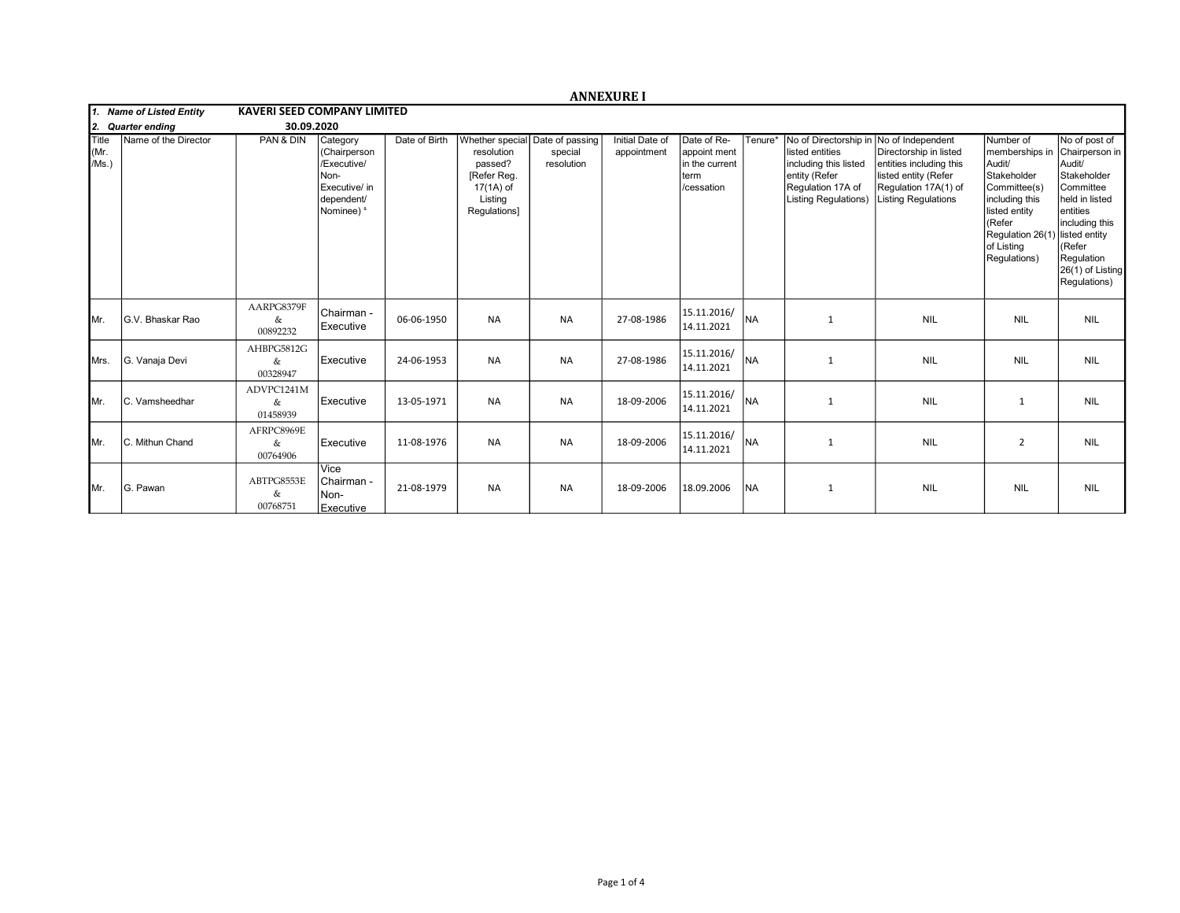# ANNEXURE I

| 1. Name of Listed Entity | KAVERI SEED COMPANY LIMITED | | | | | | | | | | | | |
|---|---|---|---|---|---|---|---|---|---|---|---|---|---|
| 2. Quarter ending | 30.09.2020 | | | | | | | | | | | | |
| Title (Mr. /Ms.) | Name of the Director | PAN & DIN | Category (Chairperson /Executive/ Non-Executive/ independent/ Nominee) & | Date of Birth | Whether special resolution passed? [Refer Reg. 17(1A) of Listing Regulations] | Date of passing special resolution | Initial Date of appointment | Date of Re-appoint ment in the current term /cessation | Tenure* | No of Directorship in listed entities including this listed entity (Refer Regulation 17A of Listing Regulations) | No of Independent Directorship in listed entities including this listed entity (Refer Regulation 17A(1) of Listing Regulations | Number of memberships in Audit/ Stakeholder Committee(s) including this listed entity (Refer Regulation 26(1) of Listing Regulations) | No of post of Chairperson in Audit/ Stakeholder Committee held in listed entities including this listed entity (Refer Regulation 26(1) of Listing Regulations) |
| Mr. | G.V. Bhaskar Rao | AARPG8379F & 00892232 | Chairman - Executive | 06-06-1950 | NA | NA | 27-08-1986 | 15.11.2016/ 14.11.2021 | NA | 1 | NIL | NIL | NIL |
| Mrs. | G. Vanaja Devi | AHBPG5812G & 00328947 | Executive | 24-06-1953 | NA | NA | 27-08-1986 | 15.11.2016/ 14.11.2021 | NA | 1 | NIL | NIL | NIL |
| Mr. | C. Vamsheedhar | ADVPC1241M & 01458939 | Executive | 13-05-1971 | NA | NA | 18-09-2006 | 15.11.2016/ 14.11.2021 | NA | 1 | NIL | 1 | NIL |
| Mr. | C. Mithun Chand | AFRPC8969E & 00764906 | Executive | 11-08-1976 | NA | NA | 18-09-2006 | 15.11.2016/ 14.11.2021 | NA | 1 | NIL | 2 | NIL |
| Mr. | G. Pawan | ABTPG8553E & 00768751 | Vice Chairman - Non-Executive | 21-08-1979 | NA | NA | 18-09-2006 | 18.09.2006 | NA | 1 | NIL | NIL | NIL |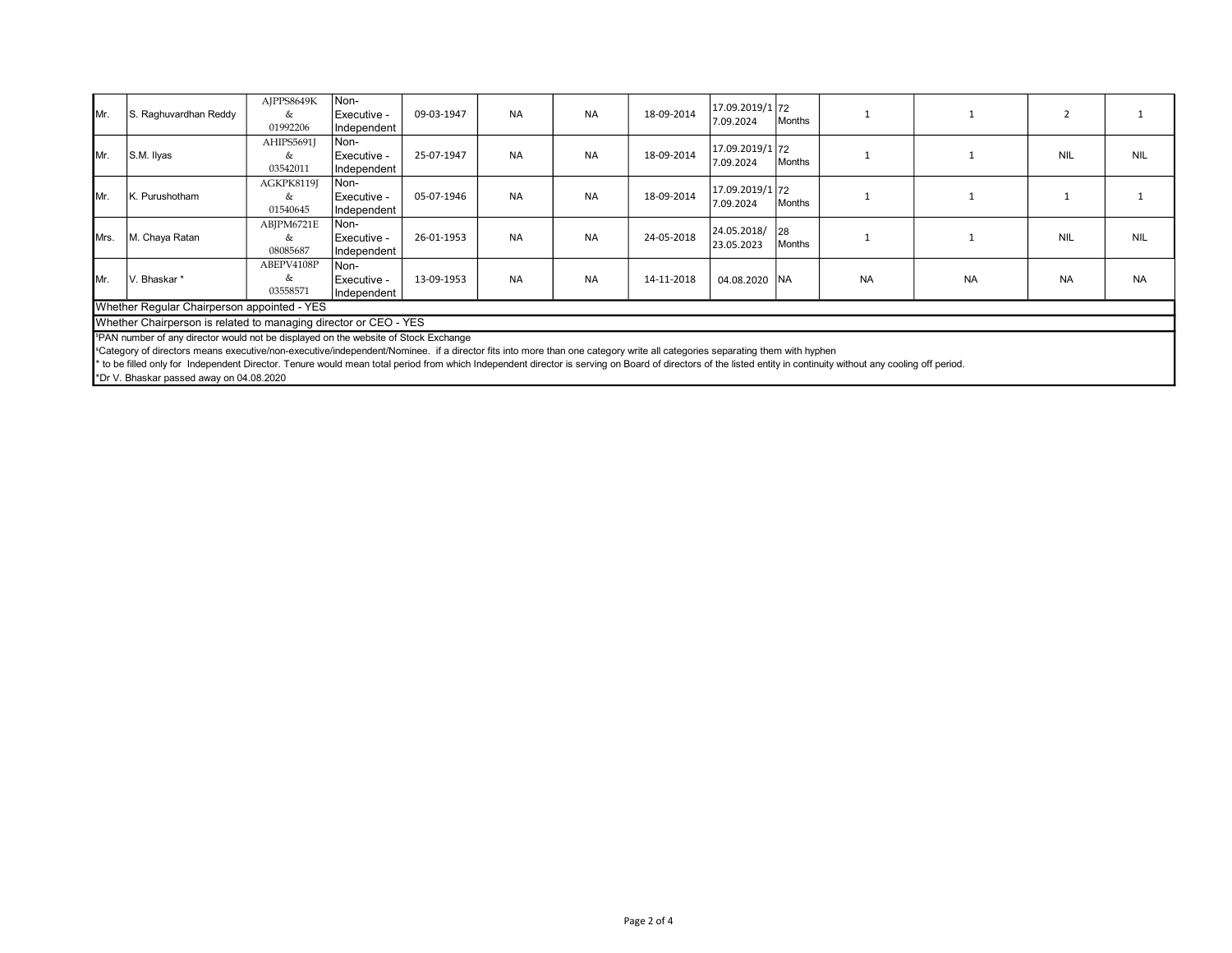| | | | | | | | | | | | | | |
|---|---|---|---|---|---|---|---|---|---|---|---|---|---|
| Mr. | S. Raghuvardhan Reddy | AJPPS8649K & 01992206 | Non-Executive - Independent | 09-03-1947 | NA | NA | 18-09-2014 | 17.09.2019/17.09.2024 | 72 Months | 1 | 1 | 2 | 1 |
| Mr. | S.M. Ilyas | AHIPS5691J & 03542011 | Non-Executive - Independent | 25-07-1947 | NA | NA | 18-09-2014 | 17.09.2019/17.09.2024 | 72 Months | 1 | 1 | NIL | NIL |
| Mr. | K. Purushotham | AGKPK8119J & 01540645 | Non-Executive - Independent | 05-07-1946 | NA | NA | 18-09-2014 | 17.09.2019/17.09.2024 | 72 Months | 1 | 1 | 1 | 1 |
| Mrs. | M. Chaya Ratan | ABJPM6721E & 08085687 | Non-Executive - Independent | 26-01-1953 | NA | NA | 24-05-2018 | 24.05.2018/23.05.2023 | 28 Months | 1 | 1 | NIL | NIL |
| Mr. | V. Bhaskar * | ABEPV4108P & 03558571 | Non-Executive - Independent | 13-09-1953 | NA | NA | 14-11-2018 | 04.08.2020 | NA | NA | NA | NA | NA |

Whether Regular Chairperson appointed - YES

Whether Chairperson is related to managing director or CEO - YES

[£]PAN number of any director would not be displayed on the website of Stock Exchange

[&]Category of directors means executive/non-executive/independent/Nominee. if a director fits into more than one category write all categories separating them with hyphen

* to be filled only for Independent Director. Tenure would mean total period from which Independent director is serving on Board of directors of the listed entity in continuity without any cooling off period.

*Dr V. Bhaskar passed away on 04.08.2020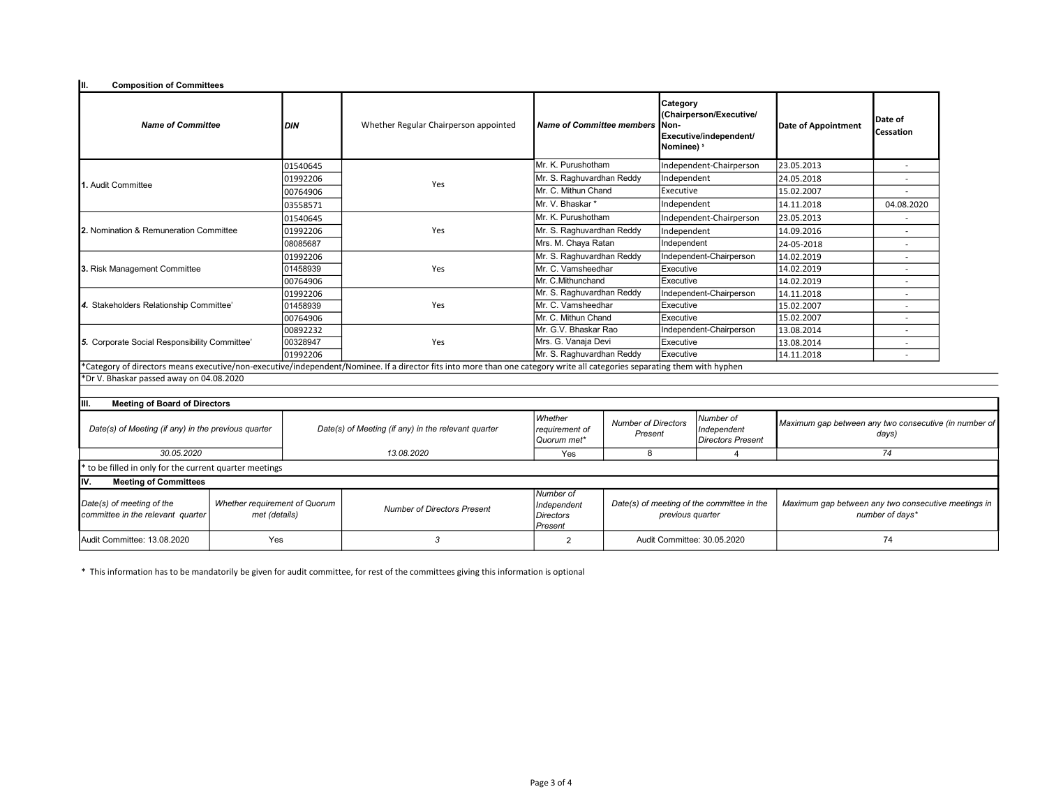## II. Composition of Committees

| Name of Committee | DIN | Whether Regular Chairperson appointed | Name of Committee members | Category (Chairperson/Executive/ Non-Executive/independent/ Nominee) * | Date of Appointment | Date of Cessation |
|---|---|---|---|---|---|---|
| 1. Audit Committee | 01540645 | Yes | Mr. K. Purushotham | Independent-Chairperson | 23.05.2013 | - |
| | 01992206 | | Mr. S. Raghuvardhan Reddy | Independent | 24.05.2018 | - |
| | 00764906 | | Mr. C. Mithun Chand | Executive | 15.02.2007 | - |
| | 03558571 | | Mr. V. Bhaskar * | Independent | 14.11.2018 | 04.08.2020 |
| 2. Nomination & Remuneration Committee | 01540645 | Yes | Mr. K. Purushotham | Independent-Chairperson | 23.05.2013 | - |
| | 01992206 | | Mr. S. Raghuvardhan Reddy | Independent | 14.09.2016 | - |
| | 08085687 | | Mrs. M. Chaya Ratan | Independent | 24-05-2018 | - |
| 3. Risk Management Committee | 01992206 | Yes | Mr. S. Raghuvardhan Reddy | Independent-Chairperson | 14.02.2019 | - |
| | 01458939 | | Mr. C. Vamsheedhar | Executive | 14.02.2019 | - |
| | 00764906 | | Mr. C.Mithunchand | Executive | 14.02.2019 | - |
| 4. Stakeholders Relationship Committee' | 01992206 | Yes | Mr. S. Raghuvardhan Reddy | Independent-Chairperson | 14.11.2018 | - |
| | 01458939 | | Mr. C. Vamsheedhar | Executive | 15.02.2007 | - |
| | 00764906 | | Mr. C. Mithun Chand | Executive | 15.02.2007 | - |
| 5. Corporate Social Responsibility Committee' | 00892232 | Yes | Mr. G.V. Bhaskar Rao | Independent-Chairperson | 13.08.2014 | - |
| | 00328947 | | Mrs. G. Vanaja Devi | Executive | 13.08.2014 | - |
| | 01992206 | | Mr. S. Raghuvardhan Reddy | Executive | 14.11.2018 | - |

*Category of directors means executive/non-executive/independent/Nominee. If a director fits into more than one category write all categories separating them with hyphen

*Dr V. Bhaskar passed away on 04.08.2020

## III. Meeting of Board of Directors

| Date(s) of Meeting (if any) in the previous quarter | Date(s) of Meeting (if any) in the relevant quarter | Whether requirement of Quorum met* | Number of Directors Present | Number of Independent Directors Present | Maximum gap between any two consecutive (in number of days) |
|---|---|---|---|---|---|
| 30.05.2020 | 13.08.2020 | Yes | 8 | 4 | 74 |

* to be filled in only for the current quarter meetings

## IV. Meeting of Committees

| Date(s) of meeting of the committee in the relevant quarter | Whether requirement of Quorum met (details) | Number of Directors Present | Number of Independent Directors Present | Date(s) of meeting of the committee in the previous quarter | Maximum gap between any two consecutive meetings in number of days* |
|---|---|---|---|---|---|
| Audit Committee: 13.08.2020 | Yes | 3 | 2 | Audit Committee: 30.05.2020 | 74 |

* This information has to be mandatorily be given for audit committee, for rest of the committees giving this information is optional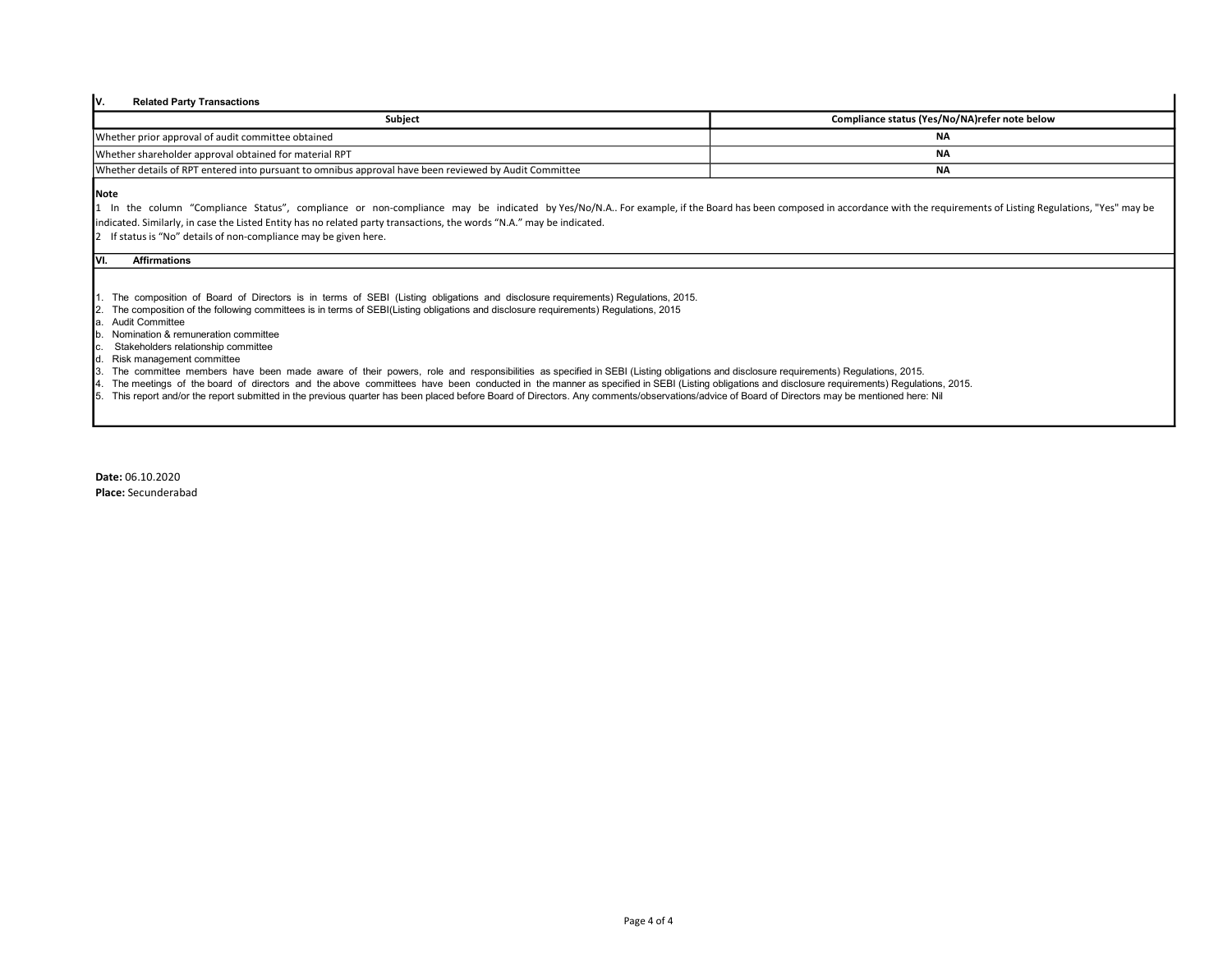## V. Related Party Transactions

| Subject | Compliance status (Yes/No/NA)refer note below |
|---|---|
| Whether prior approval of audit committee obtained | NA |
| Whether shareholder approval obtained for material RPT | NA |
| Whether details of RPT entered into pursuant to omnibus approval have been reviewed by Audit Committee | NA |

**Note**

1 In the column “Compliance Status”, compliance or non-compliance may be indicated by Yes/No/N.A.. For example, if the Board has been composed in accordance with the requirements of Listing Regulations, "Yes" may be indicated. Similarly, in case the Listed Entity has no related party transactions, the words “N.A.” may be indicated.

2 If status is “No” details of non-compliance may be given here.

## VI. Affirmations

1. The composition of Board of Directors is in terms of SEBI (Listing obligations and disclosure requirements) Regulations, 2015.
2. The composition of the following committees is in terms of SEBI(Listing obligations and disclosure requirements) Regulations, 2015
   a. Audit Committee
   b. Nomination & remuneration committee
   c. Stakeholders relationship committee
   d. Risk management committee
3. The committee members have been made aware of their powers, role and responsibilities as specified in SEBI (Listing obligations and disclosure requirements) Regulations, 2015.
4. The meetings of the board of directors and the above committees have been conducted in the manner as specified in SEBI (Listing obligations and disclosure requirements) Regulations, 2015.
5. This report and/or the report submitted in the previous quarter has been placed before Board of Directors. Any comments/observations/advice of Board of Directors may be mentioned here: Nil

**Date:** 06.10.2020
**Place:** Secunderabad